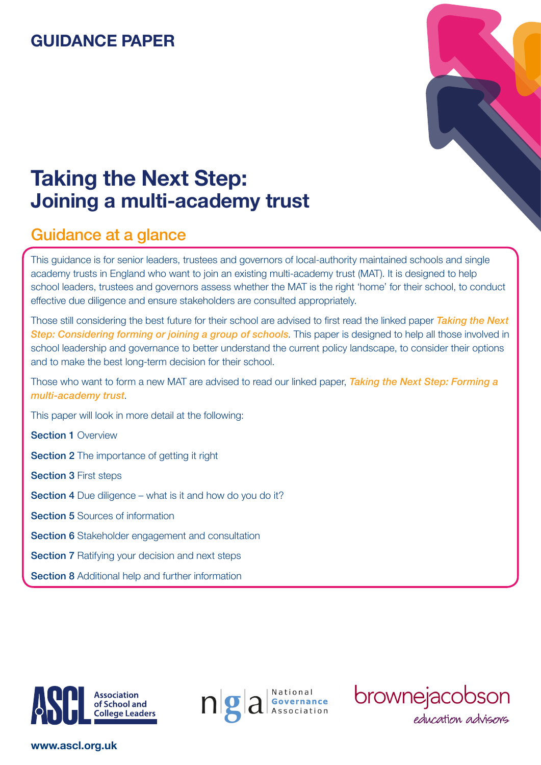GUIDANCE PAPER

# Taking the Next Step: Joining a multi-academy trust

## Guidance at a glance

This guidance is for senior leaders, trustees and governors of local-authority maintained schools and single academy trusts in England who want to join an existing multi-academy trust (MAT). It is designed to help school leaders, trustees and governors assess whether the MAT is the right 'home' for their school, to conduct effective due diligence and ensure stakeholders are consulted appropriately.

Those still considering the best future for their school are advised to first read the linked paper ***Taking the Next Step: Considering forming or joining a group of schools***. This paper is designed to help all those involved in school leadership and governance to better understand the current policy landscape, to consider their options and to make the best long-term decision for their school.

Those who want to form a new MAT are advised to read our linked paper, ***Taking the Next Step: Forming a multi-academy trust***.

This paper will look in more detail at the following:

**Section 1** Overview

**Section 2** The importance of getting it right

**Section 3** First steps

**Section 4** Due diligence – what is it and how do you do it?

**Section 5** Sources of information

**Section 6** Stakeholder engagement and consultation

**Section 7** Ratifying your decision and next steps

**Section 8** Additional help and further information

ASCL Association of School and College Leaders

nga National Governance Association

brownejacobson education advisors

www.ascl.org.uk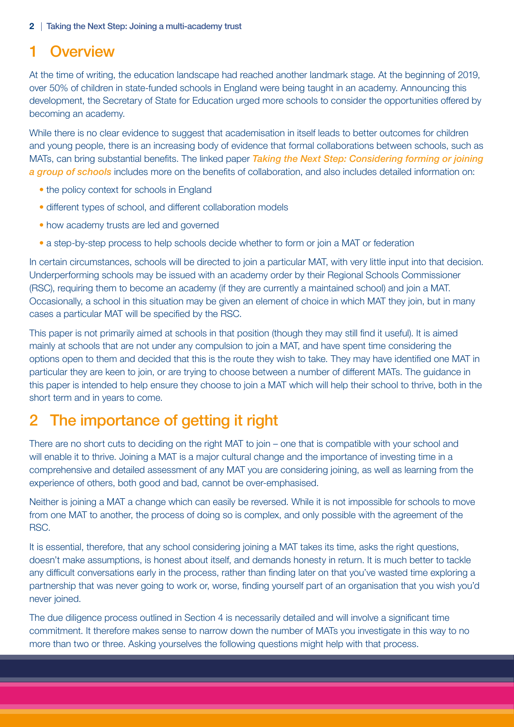# 1 Overview

At the time of writing, the education landscape had reached another landmark stage. At the beginning of 2019, over 50% of children in state-funded schools in England were being taught in an academy. Announcing this development, the Secretary of State for Education urged more schools to consider the opportunities offered by becoming an academy.

While there is no clear evidence to suggest that academisation in itself leads to better outcomes for children and young people, there is an increasing body of evidence that formal collaborations between schools, such as MATs, can bring substantial benefits. The linked paper ***Taking the Next Step: Considering forming or joining a group of schools*** includes more on the benefits of collaboration, and also includes detailed information on:

- the policy context for schools in England
- different types of school, and different collaboration models
- how academy trusts are led and governed
- a step-by-step process to help schools decide whether to form or join a MAT or federation

In certain circumstances, schools will be directed to join a particular MAT, with very little input into that decision. Underperforming schools may be issued with an academy order by their Regional Schools Commissioner (RSC), requiring them to become an academy (if they are currently a maintained school) and join a MAT. Occasionally, a school in this situation may be given an element of choice in which MAT they join, but in many cases a particular MAT will be specified by the RSC.

This paper is not primarily aimed at schools in that position (though they may still find it useful). It is aimed mainly at schools that are not under any compulsion to join a MAT, and have spent time considering the options open to them and decided that this is the route they wish to take. They may have identified one MAT in particular they are keen to join, or are trying to choose between a number of different MATs. The guidance in this paper is intended to help ensure they choose to join a MAT which will help their school to thrive, both in the short term and in years to come.

# 2 The importance of getting it right

There are no short cuts to deciding on the right MAT to join – one that is compatible with your school and will enable it to thrive. Joining a MAT is a major cultural change and the importance of investing time in a comprehensive and detailed assessment of any MAT you are considering joining, as well as learning from the experience of others, both good and bad, cannot be over-emphasised.

Neither is joining a MAT a change which can easily be reversed. While it is not impossible for schools to move from one MAT to another, the process of doing so is complex, and only possible with the agreement of the RSC.

It is essential, therefore, that any school considering joining a MAT takes its time, asks the right questions, doesn't make assumptions, is honest about itself, and demands honesty in return. It is much better to tackle any difficult conversations early in the process, rather than finding later on that you've wasted time exploring a partnership that was never going to work or, worse, finding yourself part of an organisation that you wish you'd never joined.

The due diligence process outlined in Section 4 is necessarily detailed and will involve a significant time commitment. It therefore makes sense to narrow down the number of MATs you investigate in this way to no more than two or three. Asking yourselves the following questions might help with that process.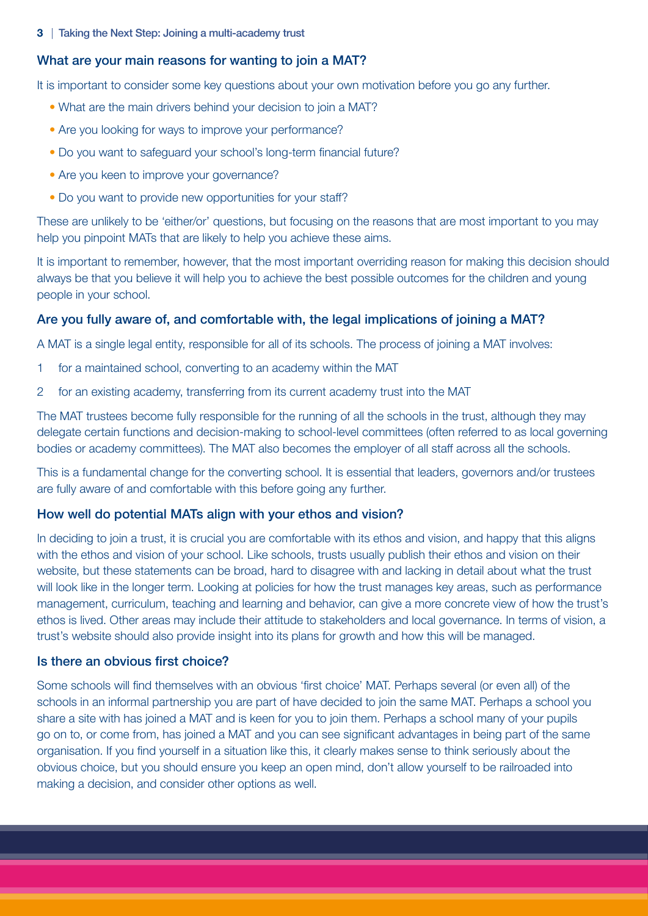### What are your main reasons for wanting to join a MAT?

It is important to consider some key questions about your own motivation before you go any further.

- What are the main drivers behind your decision to join a MAT?
- Are you looking for ways to improve your performance?
- Do you want to safeguard your school's long-term financial future?
- Are you keen to improve your governance?
- Do you want to provide new opportunities for your staff?

These are unlikely to be 'either/or' questions, but focusing on the reasons that are most important to you may help you pinpoint MATs that are likely to help you achieve these aims.

It is important to remember, however, that the most important overriding reason for making this decision should always be that you believe it will help you to achieve the best possible outcomes for the children and young people in your school.

### Are you fully aware of, and comfortable with, the legal implications of joining a MAT?

A MAT is a single legal entity, responsible for all of its schools. The process of joining a MAT involves:

1. for a maintained school, converting to an academy within the MAT
2. for an existing academy, transferring from its current academy trust into the MAT

The MAT trustees become fully responsible for the running of all the schools in the trust, although they may delegate certain functions and decision-making to school-level committees (often referred to as local governing bodies or academy committees). The MAT also becomes the employer of all staff across all the schools.

This is a fundamental change for the converting school. It is essential that leaders, governors and/or trustees are fully aware of and comfortable with this before going any further.

### How well do potential MATs align with your ethos and vision?

In deciding to join a trust, it is crucial you are comfortable with its ethos and vision, and happy that this aligns with the ethos and vision of your school. Like schools, trusts usually publish their ethos and vision on their website, but these statements can be broad, hard to disagree with and lacking in detail about what the trust will look like in the longer term. Looking at policies for how the trust manages key areas, such as performance management, curriculum, teaching and learning and behavior, can give a more concrete view of how the trust's ethos is lived. Other areas may include their attitude to stakeholders and local governance. In terms of vision, a trust's website should also provide insight into its plans for growth and how this will be managed.

### Is there an obvious first choice?

Some schools will find themselves with an obvious 'first choice' MAT. Perhaps several (or even all) of the schools in an informal partnership you are part of have decided to join the same MAT. Perhaps a school you share a site with has joined a MAT and is keen for you to join them. Perhaps a school many of your pupils go on to, or come from, has joined a MAT and you can see significant advantages in being part of the same organisation. If you find yourself in a situation like this, it clearly makes sense to think seriously about the obvious choice, but you should ensure you keep an open mind, don't allow yourself to be railroaded into making a decision, and consider other options as well.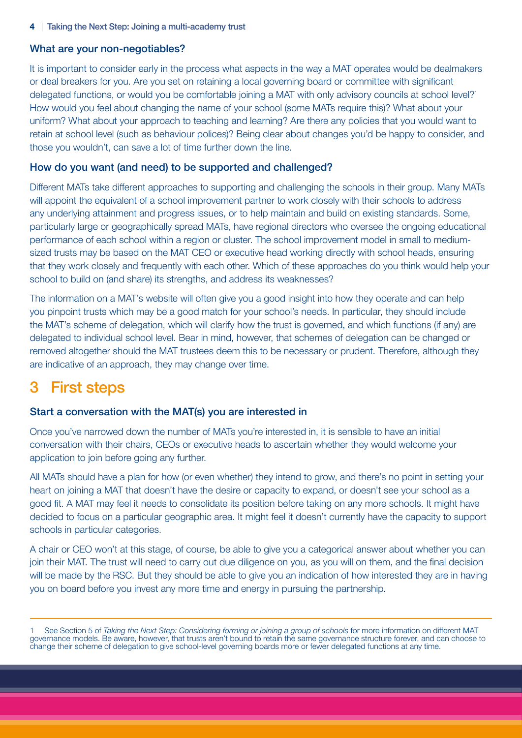### What are your non-negotiables?

It is important to consider early in the process what aspects in the way a MAT operates would be dealmakers or deal breakers for you. Are you set on retaining a local governing board or committee with significant delegated functions, or would you be comfortable joining a MAT with only advisory councils at school level?[1] How would you feel about changing the name of your school (some MATs require this)? What about your uniform? What about your approach to teaching and learning? Are there any policies that you would want to retain at school level (such as behaviour polices)? Being clear about changes you'd be happy to consider, and those you wouldn't, can save a lot of time further down the line.

### How do you want (and need) to be supported and challenged?

Different MATs take different approaches to supporting and challenging the schools in their group. Many MATs will appoint the equivalent of a school improvement partner to work closely with their schools to address any underlying attainment and progress issues, or to help maintain and build on existing standards. Some, particularly large or geographically spread MATs, have regional directors who oversee the ongoing educational performance of each school within a region or cluster. The school improvement model in small to medium-sized trusts may be based on the MAT CEO or executive head working directly with school heads, ensuring that they work closely and frequently with each other. Which of these approaches do you think would help your school to build on (and share) its strengths, and address its weaknesses?

The information on a MAT's website will often give you a good insight into how they operate and can help you pinpoint trusts which may be a good match for your school's needs. In particular, they should include the MAT's scheme of delegation, which will clarify how the trust is governed, and which functions (if any) are delegated to individual school level. Bear in mind, however, that schemes of delegation can be changed or removed altogether should the MAT trustees deem this to be necessary or prudent. Therefore, although they are indicative of an approach, they may change over time.

## 3 First steps

### Start a conversation with the MAT(s) you are interested in

Once you've narrowed down the number of MATs you're interested in, it is sensible to have an initial conversation with their chairs, CEOs or executive heads to ascertain whether they would welcome your application to join before going any further.

All MATs should have a plan for how (or even whether) they intend to grow, and there's no point in setting your heart on joining a MAT that doesn't have the desire or capacity to expand, or doesn't see your school as a good fit. A MAT may feel it needs to consolidate its position before taking on any more schools. It might have decided to focus on a particular geographic area. It might feel it doesn't currently have the capacity to support schools in particular categories.

A chair or CEO won't at this stage, of course, be able to give you a categorical answer about whether you can join their MAT. The trust will need to carry out due diligence on you, as you will on them, and the final decision will be made by the RSC. But they should be able to give you an indication of how interested they are in having you on board before you invest any more time and energy in pursuing the partnership.

---

1 See Section 5 of *Taking the Next Step: Considering forming or joining a group of schools* for more information on different MAT governance models. Be aware, however, that trusts aren't bound to retain the same governance structure forever, and can choose to change their scheme of delegation to give school-level governing boards more or fewer delegated functions at any time.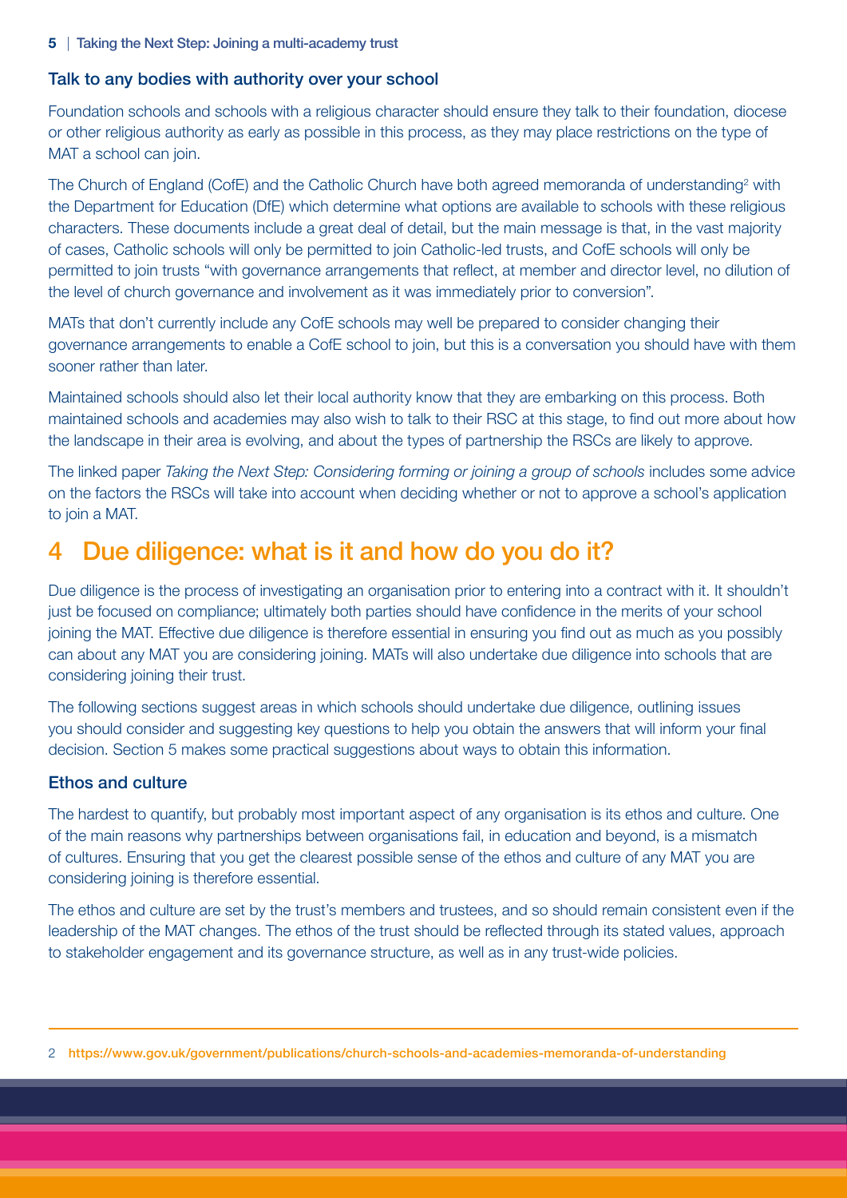### Talk to any bodies with authority over your school

Foundation schools and schools with a religious character should ensure they talk to their foundation, diocese or other religious authority as early as possible in this process, as they may place restrictions on the type of MAT a school can join.

The Church of England (CofE) and the Catholic Church have both agreed memoranda of understanding[2] with the Department for Education (DfE) which determine what options are available to schools with these religious characters. These documents include a great deal of detail, but the main message is that, in the vast majority of cases, Catholic schools will only be permitted to join Catholic-led trusts, and CofE schools will only be permitted to join trusts "with governance arrangements that reflect, at member and director level, no dilution of the level of church governance and involvement as it was immediately prior to conversion".

MATs that don't currently include any CofE schools may well be prepared to consider changing their governance arrangements to enable a CofE school to join, but this is a conversation you should have with them sooner rather than later.

Maintained schools should also let their local authority know that they are embarking on this process. Both maintained schools and academies may also wish to talk to their RSC at this stage, to find out more about how the landscape in their area is evolving, and about the types of partnership the RSCs are likely to approve.

The linked paper *Taking the Next Step: Considering forming or joining a group of schools* includes some advice on the factors the RSCs will take into account when deciding whether or not to approve a school's application to join a MAT.

## 4 Due diligence: what is it and how do you do it?

Due diligence is the process of investigating an organisation prior to entering into a contract with it. It shouldn't just be focused on compliance; ultimately both parties should have confidence in the merits of your school joining the MAT. Effective due diligence is therefore essential in ensuring you find out as much as you possibly can about any MAT you are considering joining. MATs will also undertake due diligence into schools that are considering joining their trust.

The following sections suggest areas in which schools should undertake due diligence, outlining issues you should consider and suggesting key questions to help you obtain the answers that will inform your final decision. Section 5 makes some practical suggestions about ways to obtain this information.

### Ethos and culture

The hardest to quantify, but probably most important aspect of any organisation is its ethos and culture. One of the main reasons why partnerships between organisations fail, in education and beyond, is a mismatch of cultures. Ensuring that you get the clearest possible sense of the ethos and culture of any MAT you are considering joining is therefore essential.

The ethos and culture are set by the trust's members and trustees, and so should remain consistent even if the leadership of the MAT changes. The ethos of the trust should be reflected through its stated values, approach to stakeholder engagement and its governance structure, as well as in any trust-wide policies.

2 https://www.gov.uk/government/publications/church-schools-and-academies-memoranda-of-understanding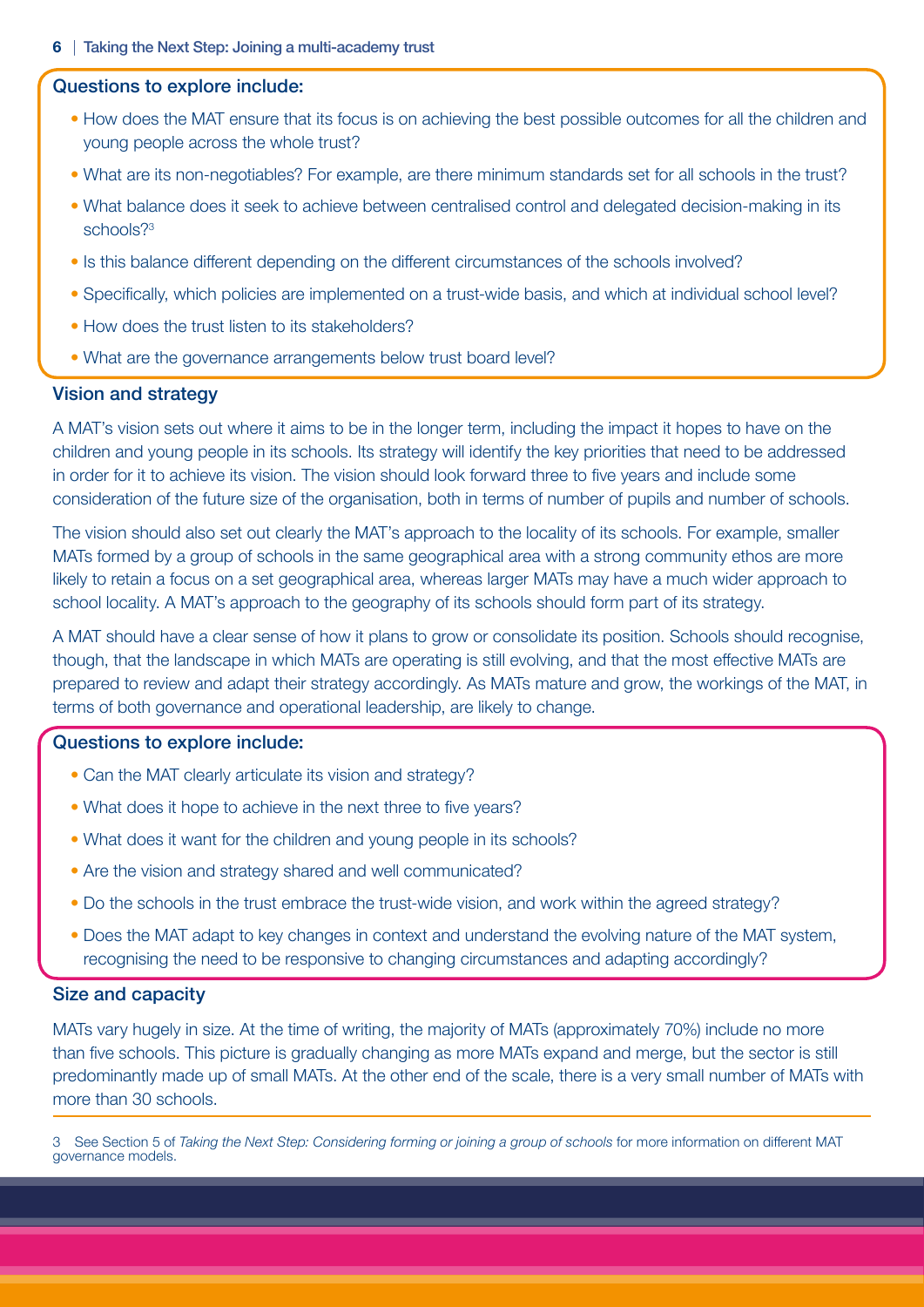**Questions to explore include:**

- How does the MAT ensure that its focus is on achieving the best possible outcomes for all the children and young people across the whole trust?
- What are its non-negotiables? For example, are there minimum standards set for all schools in the trust?
- What balance does it seek to achieve between centralised control and delegated decision-making in its schools?[3]
- Is this balance different depending on the different circumstances of the schools involved?
- Specifically, which policies are implemented on a trust-wide basis, and which at individual school level?
- How does the trust listen to its stakeholders?
- What are the governance arrangements below trust board level?

### Vision and strategy

A MAT's vision sets out where it aims to be in the longer term, including the impact it hopes to have on the children and young people in its schools. Its strategy will identify the key priorities that need to be addressed in order for it to achieve its vision. The vision should look forward three to five years and include some consideration of the future size of the organisation, both in terms of number of pupils and number of schools.

The vision should also set out clearly the MAT's approach to the locality of its schools. For example, smaller MATs formed by a group of schools in the same geographical area with a strong community ethos are more likely to retain a focus on a set geographical area, whereas larger MATs may have a much wider approach to school locality. A MAT's approach to the geography of its schools should form part of its strategy.

A MAT should have a clear sense of how it plans to grow or consolidate its position. Schools should recognise, though, that the landscape in which MATs are operating is still evolving, and that the most effective MATs are prepared to review and adapt their strategy accordingly. As MATs mature and grow, the workings of the MAT, in terms of both governance and operational leadership, are likely to change.

**Questions to explore include:**

- Can the MAT clearly articulate its vision and strategy?
- What does it hope to achieve in the next three to five years?
- What does it want for the children and young people in its schools?
- Are the vision and strategy shared and well communicated?
- Do the schools in the trust embrace the trust-wide vision, and work within the agreed strategy?
- Does the MAT adapt to key changes in context and understand the evolving nature of the MAT system, recognising the need to be responsive to changing circumstances and adapting accordingly?

### Size and capacity

MATs vary hugely in size. At the time of writing, the majority of MATs (approximately 70%) include no more than five schools. This picture is gradually changing as more MATs expand and merge, but the sector is still predominantly made up of small MATs. At the other end of the scale, there is a very small number of MATs with more than 30 schools.

---

3 See Section 5 of *Taking the Next Step: Considering forming or joining a group of schools* for more information on different MAT governance models.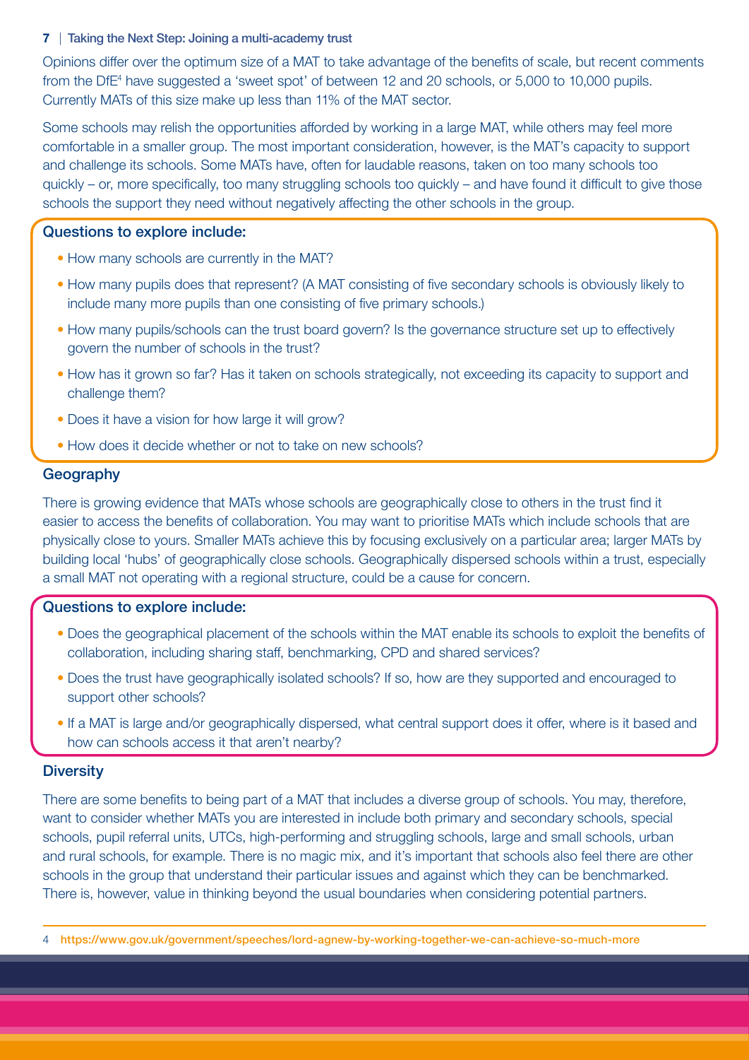Opinions differ over the optimum size of a MAT to take advantage of the benefits of scale, but recent comments from the DfE[4] have suggested a 'sweet spot' of between 12 and 20 schools, or 5,000 to 10,000 pupils. Currently MATs of this size make up less than 11% of the MAT sector.

Some schools may relish the opportunities afforded by working in a large MAT, while others may feel more comfortable in a smaller group. The most important consideration, however, is the MAT's capacity to support and challenge its schools. Some MATs have, often for laudable reasons, taken on too many schools too quickly – or, more specifically, too many struggling schools too quickly – and have found it difficult to give those schools the support they need without negatively affecting the other schools in the group.

**Questions to explore include:**

- How many schools are currently in the MAT?
- How many pupils does that represent? (A MAT consisting of five secondary schools is obviously likely to include many more pupils than one consisting of five primary schools.)
- How many pupils/schools can the trust board govern? Is the governance structure set up to effectively govern the number of schools in the trust?
- How has it grown so far? Has it taken on schools strategically, not exceeding its capacity to support and challenge them?
- Does it have a vision for how large it will grow?
- How does it decide whether or not to take on new schools?

## Geography

There is growing evidence that MATs whose schools are geographically close to others in the trust find it easier to access the benefits of collaboration. You may want to prioritise MATs which include schools that are physically close to yours. Smaller MATs achieve this by focusing exclusively on a particular area; larger MATs by building local 'hubs' of geographically close schools. Geographically dispersed schools within a trust, especially a small MAT not operating with a regional structure, could be a cause for concern.

**Questions to explore include:**

- Does the geographical placement of the schools within the MAT enable its schools to exploit the benefits of collaboration, including sharing staff, benchmarking, CPD and shared services?
- Does the trust have geographically isolated schools? If so, how are they supported and encouraged to support other schools?
- If a MAT is large and/or geographically dispersed, what central support does it offer, where is it based and how can schools access it that aren't nearby?

## Diversity

There are some benefits to being part of a MAT that includes a diverse group of schools. You may, therefore, want to consider whether MATs you are interested in include both primary and secondary schools, special schools, pupil referral units, UTCs, high-performing and struggling schools, large and small schools, urban and rural schools, for example. There is no magic mix, and it's important that schools also feel there are other schools in the group that understand their particular issues and against which they can be benchmarked. There is, however, value in thinking beyond the usual boundaries when considering potential partners.

---

4 https://www.gov.uk/government/speeches/lord-agnew-by-working-together-we-can-achieve-so-much-more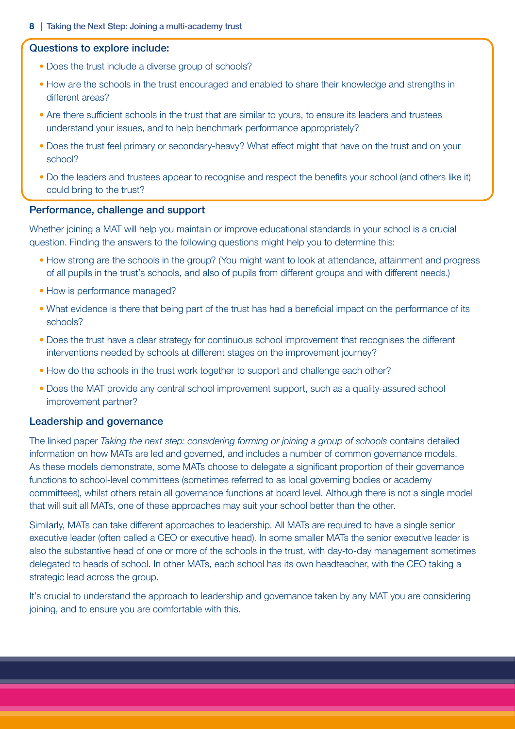**Questions to explore include:**

- Does the trust include a diverse group of schools?
- How are the schools in the trust encouraged and enabled to share their knowledge and strengths in different areas?
- Are there sufficient schools in the trust that are similar to yours, to ensure its leaders and trustees understand your issues, and to help benchmark performance appropriately?
- Does the trust feel primary or secondary-heavy? What effect might that have on the trust and on your school?
- Do the leaders and trustees appear to recognise and respect the benefits your school (and others like it) could bring to the trust?

### Performance, challenge and support

Whether joining a MAT will help you maintain or improve educational standards in your school is a crucial question. Finding the answers to the following questions might help you to determine this:

- How strong are the schools in the group? (You might want to look at attendance, attainment and progress of all pupils in the trust's schools, and also of pupils from different groups and with different needs.)
- How is performance managed?
- What evidence is there that being part of the trust has had a beneficial impact on the performance of its schools?
- Does the trust have a clear strategy for continuous school improvement that recognises the different interventions needed by schools at different stages on the improvement journey?
- How do the schools in the trust work together to support and challenge each other?
- Does the MAT provide any central school improvement support, such as a quality-assured school improvement partner?

### Leadership and governance

The linked paper *Taking the next step: considering forming or joining a group of schools* contains detailed information on how MATs are led and governed, and includes a number of common governance models. As these models demonstrate, some MATs choose to delegate a significant proportion of their governance functions to school-level committees (sometimes referred to as local governing bodies or academy committees), whilst others retain all governance functions at board level. Although there is not a single model that will suit all MATs, one of these approaches may suit your school better than the other.

Similarly, MATs can take different approaches to leadership. All MATs are required to have a single senior executive leader (often called a CEO or executive head). In some smaller MATs the senior executive leader is also the substantive head of one or more of the schools in the trust, with day-to-day management sometimes delegated to heads of school. In other MATs, each school has its own headteacher, with the CEO taking a strategic lead across the group.

It's crucial to understand the approach to leadership and governance taken by any MAT you are considering joining, and to ensure you are comfortable with this.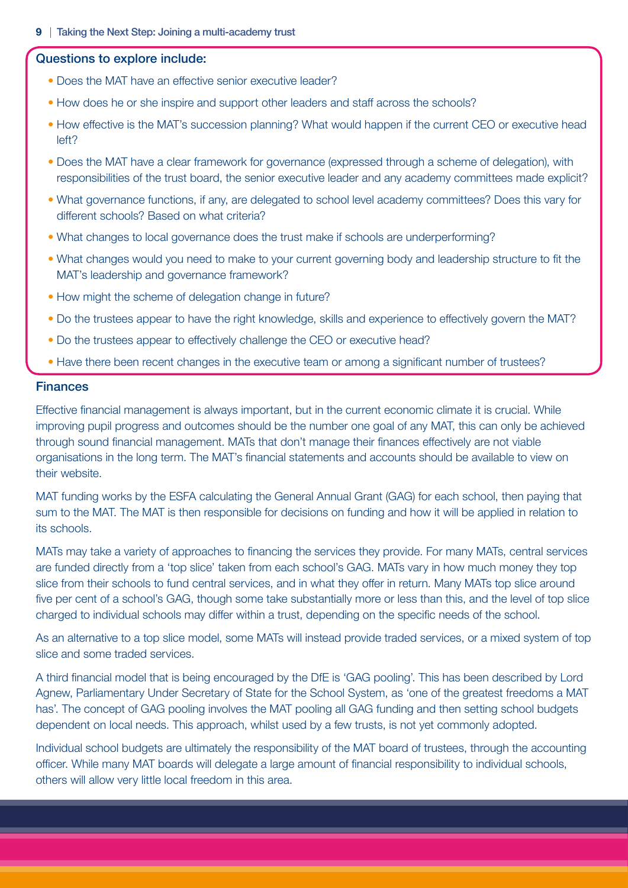**Questions to explore include:**

- Does the MAT have an effective senior executive leader?
- How does he or she inspire and support other leaders and staff across the schools?
- How effective is the MAT's succession planning? What would happen if the current CEO or executive head left?
- Does the MAT have a clear framework for governance (expressed through a scheme of delegation), with responsibilities of the trust board, the senior executive leader and any academy committees made explicit?
- What governance functions, if any, are delegated to school level academy committees? Does this vary for different schools? Based on what criteria?
- What changes to local governance does the trust make if schools are underperforming?
- What changes would you need to make to your current governing body and leadership structure to fit the MAT's leadership and governance framework?
- How might the scheme of delegation change in future?
- Do the trustees appear to have the right knowledge, skills and experience to effectively govern the MAT?
- Do the trustees appear to effectively challenge the CEO or executive head?
- Have there been recent changes in the executive team or among a significant number of trustees?

## Finances

Effective financial management is always important, but in the current economic climate it is crucial. While improving pupil progress and outcomes should be the number one goal of any MAT, this can only be achieved through sound financial management. MATs that don't manage their finances effectively are not viable organisations in the long term. The MAT's financial statements and accounts should be available to view on their website.

MAT funding works by the ESFA calculating the General Annual Grant (GAG) for each school, then paying that sum to the MAT. The MAT is then responsible for decisions on funding and how it will be applied in relation to its schools.

MATs may take a variety of approaches to financing the services they provide. For many MATs, central services are funded directly from a 'top slice' taken from each school's GAG. MATs vary in how much money they top slice from their schools to fund central services, and in what they offer in return. Many MATs top slice around five per cent of a school's GAG, though some take substantially more or less than this, and the level of top slice charged to individual schools may differ within a trust, depending on the specific needs of the school.

As an alternative to a top slice model, some MATs will instead provide traded services, or a mixed system of top slice and some traded services.

A third financial model that is being encouraged by the DfE is 'GAG pooling'. This has been described by Lord Agnew, Parliamentary Under Secretary of State for the School System, as 'one of the greatest freedoms a MAT has'. The concept of GAG pooling involves the MAT pooling all GAG funding and then setting school budgets dependent on local needs. This approach, whilst used by a few trusts, is not yet commonly adopted.

Individual school budgets are ultimately the responsibility of the MAT board of trustees, through the accounting officer. While many MAT boards will delegate a large amount of financial responsibility to individual schools, others will allow very little local freedom in this area.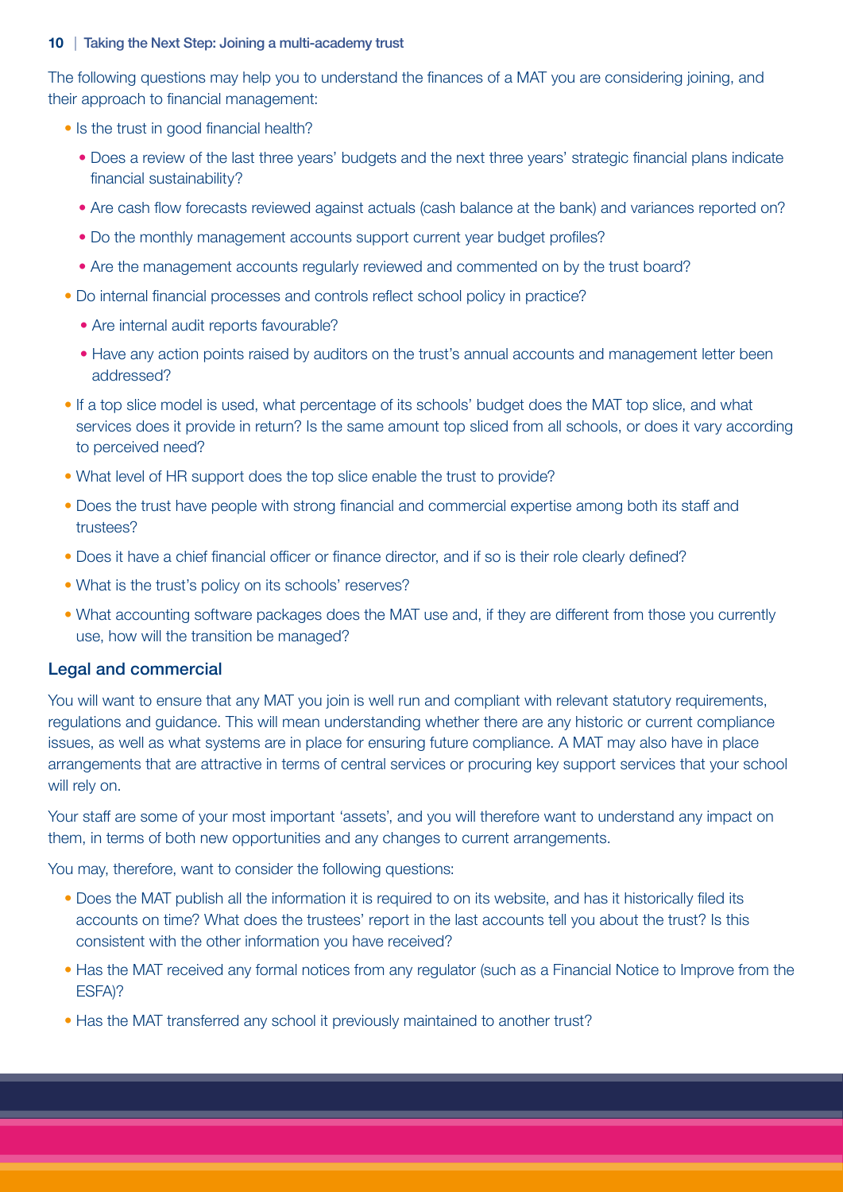The following questions may help you to understand the finances of a MAT you are considering joining, and their approach to financial management:

- Is the trust in good financial health?
  - Does a review of the last three years' budgets and the next three years' strategic financial plans indicate financial sustainability?
  - Are cash flow forecasts reviewed against actuals (cash balance at the bank) and variances reported on?
  - Do the monthly management accounts support current year budget profiles?
  - Are the management accounts regularly reviewed and commented on by the trust board?
- Do internal financial processes and controls reflect school policy in practice?
  - Are internal audit reports favourable?
  - Have any action points raised by auditors on the trust's annual accounts and management letter been addressed?
- If a top slice model is used, what percentage of its schools' budget does the MAT top slice, and what services does it provide in return? Is the same amount top sliced from all schools, or does it vary according to perceived need?
- What level of HR support does the top slice enable the trust to provide?
- Does the trust have people with strong financial and commercial expertise among both its staff and trustees?
- Does it have a chief financial officer or finance director, and if so is their role clearly defined?
- What is the trust's policy on its schools' reserves?
- What accounting software packages does the MAT use and, if they are different from those you currently use, how will the transition be managed?

### Legal and commercial

You will want to ensure that any MAT you join is well run and compliant with relevant statutory requirements, regulations and guidance. This will mean understanding whether there are any historic or current compliance issues, as well as what systems are in place for ensuring future compliance. A MAT may also have in place arrangements that are attractive in terms of central services or procuring key support services that your school will rely on.

Your staff are some of your most important 'assets', and you will therefore want to understand any impact on them, in terms of both new opportunities and any changes to current arrangements.

You may, therefore, want to consider the following questions:

- Does the MAT publish all the information it is required to on its website, and has it historically filed its accounts on time? What does the trustees' report in the last accounts tell you about the trust? Is this consistent with the other information you have received?
- Has the MAT received any formal notices from any regulator (such as a Financial Notice to Improve from the ESFA)?
- Has the MAT transferred any school it previously maintained to another trust?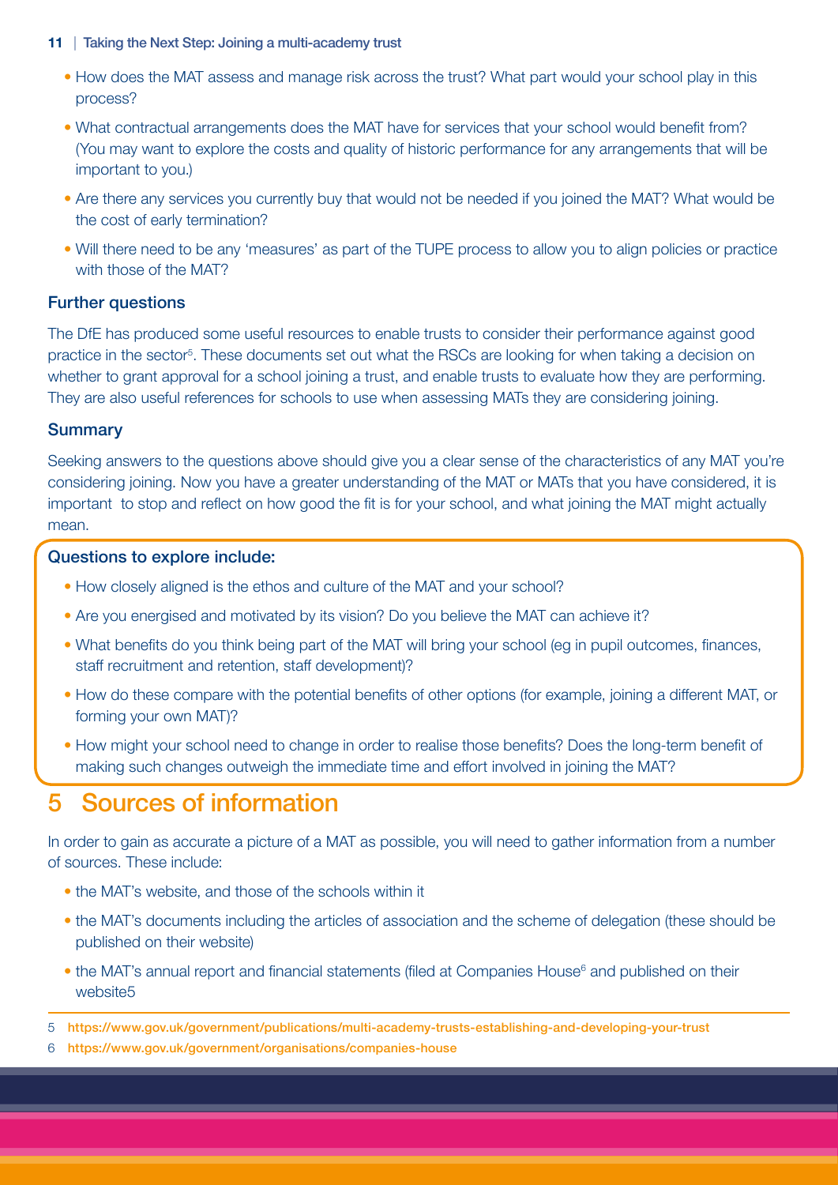- How does the MAT assess and manage risk across the trust? What part would your school play in this process?
- What contractual arrangements does the MAT have for services that your school would benefit from? (You may want to explore the costs and quality of historic performance for any arrangements that will be important to you.)
- Are there any services you currently buy that would not be needed if you joined the MAT? What would be the cost of early termination?
- Will there need to be any 'measures' as part of the TUPE process to allow you to align policies or practice with those of the MAT?

### Further questions

The DfE has produced some useful resources to enable trusts to consider their performance against good practice in the sector[5]. These documents set out what the RSCs are looking for when taking a decision on whether to grant approval for a school joining a trust, and enable trusts to evaluate how they are performing. They are also useful references for schools to use when assessing MATs they are considering joining.

### Summary

Seeking answers to the questions above should give you a clear sense of the characteristics of any MAT you're considering joining. Now you have a greater understanding of the MAT or MATs that you have considered, it is important to stop and reflect on how good the fit is for your school, and what joining the MAT might actually mean.

**Questions to explore include:**

- How closely aligned is the ethos and culture of the MAT and your school?
- Are you energised and motivated by its vision? Do you believe the MAT can achieve it?
- What benefits do you think being part of the MAT will bring your school (eg in pupil outcomes, finances, staff recruitment and retention, staff development)?
- How do these compare with the potential benefits of other options (for example, joining a different MAT, or forming your own MAT)?
- How might your school need to change in order to realise those benefits? Does the long-term benefit of making such changes outweigh the immediate time and effort involved in joining the MAT?

## 5 Sources of information

In order to gain as accurate a picture of a MAT as possible, you will need to gather information from a number of sources. These include:

- the MAT's website, and those of the schools within it
- the MAT's documents including the articles of association and the scheme of delegation (these should be published on their website)
- the MAT's annual report and financial statements (filed at Companies House[6] and published on their website5

5 https://www.gov.uk/government/publications/multi-academy-trusts-establishing-and-developing-your-trust

6 https://www.gov.uk/government/organisations/companies-house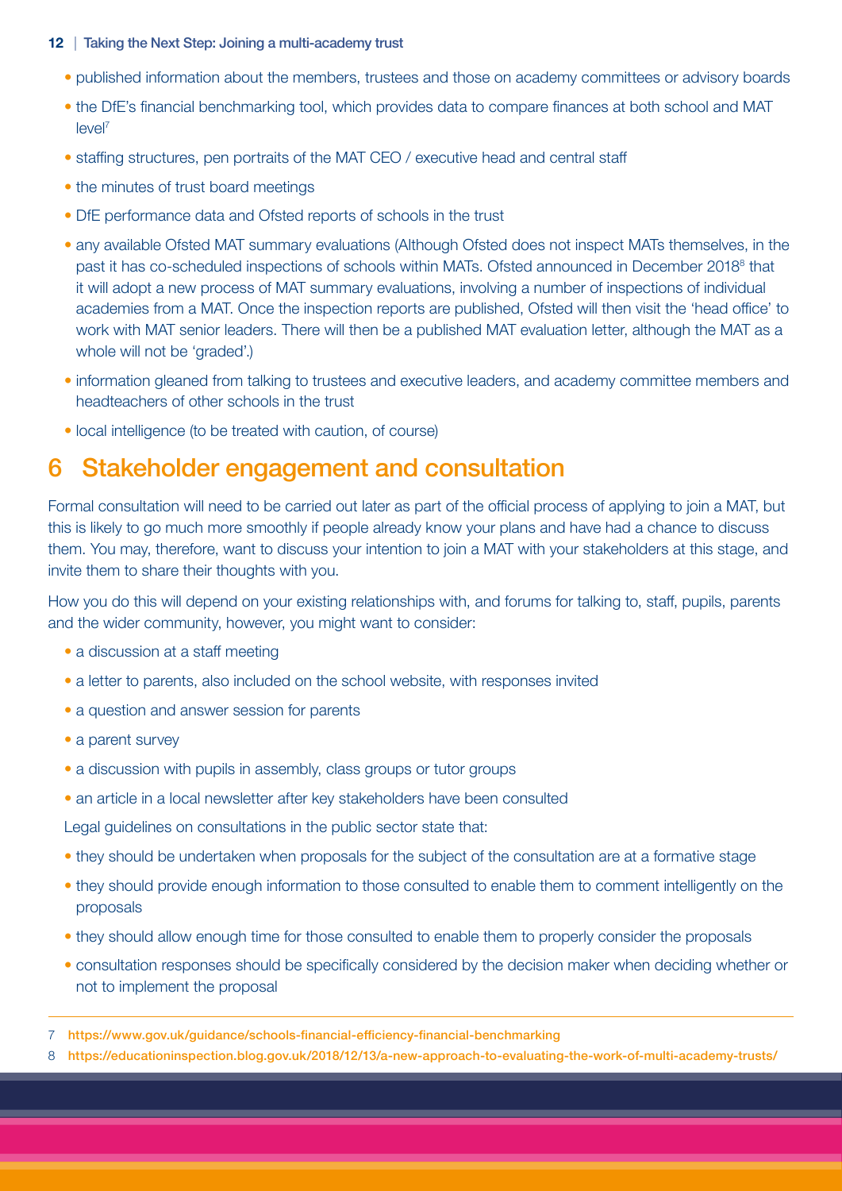- published information about the members, trustees and those on academy committees or advisory boards
- the DfE's financial benchmarking tool, which provides data to compare finances at both school and MAT level[7]
- staffing structures, pen portraits of the MAT CEO / executive head and central staff
- the minutes of trust board meetings
- DfE performance data and Ofsted reports of schools in the trust
- any available Ofsted MAT summary evaluations (Although Ofsted does not inspect MATs themselves, in the past it has co-scheduled inspections of schools within MATs. Ofsted announced in December 2018[8] that it will adopt a new process of MAT summary evaluations, involving a number of inspections of individual academies from a MAT. Once the inspection reports are published, Ofsted will then visit the 'head office' to work with MAT senior leaders. There will then be a published MAT evaluation letter, although the MAT as a whole will not be 'graded'.)
- information gleaned from talking to trustees and executive leaders, and academy committee members and headteachers of other schools in the trust
- local intelligence (to be treated with caution, of course)

## 6 Stakeholder engagement and consultation

Formal consultation will need to be carried out later as part of the official process of applying to join a MAT, but this is likely to go much more smoothly if people already know your plans and have had a chance to discuss them. You may, therefore, want to discuss your intention to join a MAT with your stakeholders at this stage, and invite them to share their thoughts with you.

How you do this will depend on your existing relationships with, and forums for talking to, staff, pupils, parents and the wider community, however, you might want to consider:

- a discussion at a staff meeting
- a letter to parents, also included on the school website, with responses invited
- a question and answer session for parents
- a parent survey
- a discussion with pupils in assembly, class groups or tutor groups
- an article in a local newsletter after key stakeholders have been consulted

Legal guidelines on consultations in the public sector state that:

- they should be undertaken when proposals for the subject of the consultation are at a formative stage
- they should provide enough information to those consulted to enable them to comment intelligently on the proposals
- they should allow enough time for those consulted to enable them to properly consider the proposals
- consultation responses should be specifically considered by the decision maker when deciding whether or not to implement the proposal

---

7 https://www.gov.uk/guidance/schools-financial-efficiency-financial-benchmarking

8 https://educationinspection.blog.gov.uk/2018/12/13/a-new-approach-to-evaluating-the-work-of-multi-academy-trusts/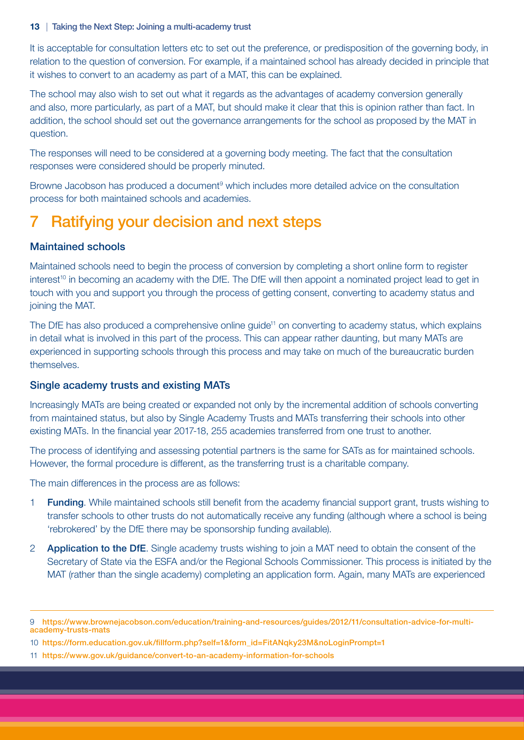It is acceptable for consultation letters etc to set out the preference, or predisposition of the governing body, in relation to the question of conversion. For example, if a maintained school has already decided in principle that it wishes to convert to an academy as part of a MAT, this can be explained.

The school may also wish to set out what it regards as the advantages of academy conversion generally and also, more particularly, as part of a MAT, but should make it clear that this is opinion rather than fact. In addition, the school should set out the governance arrangements for the school as proposed by the MAT in question.

The responses will need to be considered at a governing body meeting. The fact that the consultation responses were considered should be properly minuted.

Browne Jacobson has produced a document[9] which includes more detailed advice on the consultation process for both maintained schools and academies.

## 7 Ratifying your decision and next steps

### Maintained schools

Maintained schools need to begin the process of conversion by completing a short online form to register interest[10] in becoming an academy with the DfE. The DfE will then appoint a nominated project lead to get in touch with you and support you through the process of getting consent, converting to academy status and joining the MAT.

The DfE has also produced a comprehensive online guide[11] on converting to academy status, which explains in detail what is involved in this part of the process. This can appear rather daunting, but many MATs are experienced in supporting schools through this process and may take on much of the bureaucratic burden themselves.

### Single academy trusts and existing MATs

Increasingly MATs are being created or expanded not only by the incremental addition of schools converting from maintained status, but also by Single Academy Trusts and MATs transferring their schools into other existing MATs. In the financial year 2017-18, 255 academies transferred from one trust to another.

The process of identifying and assessing potential partners is the same for SATs as for maintained schools. However, the formal procedure is different, as the transferring trust is a charitable company.

The main differences in the process are as follows:

1. **Funding**. While maintained schools still benefit from the academy financial support grant, trusts wishing to transfer schools to other trusts do not automatically receive any funding (although where a school is being 'rebrokered' by the DfE there may be sponsorship funding available).
2. **Application to the DfE**. Single academy trusts wishing to join a MAT need to obtain the consent of the Secretary of State via the ESFA and/or the Regional Schools Commissioner. This process is initiated by the MAT (rather than the single academy) completing an application form. Again, many MATs are experienced

---

9 https://www.brownejacobson.com/education/training-and-resources/guides/2012/11/consultation-advice-for-multi-academy-trusts-mats

10 https://form.education.gov.uk/fillform.php?self=1&form_id=FitANqky23M&noLoginPrompt=1

11 https://www.gov.uk/guidance/convert-to-an-academy-information-for-schools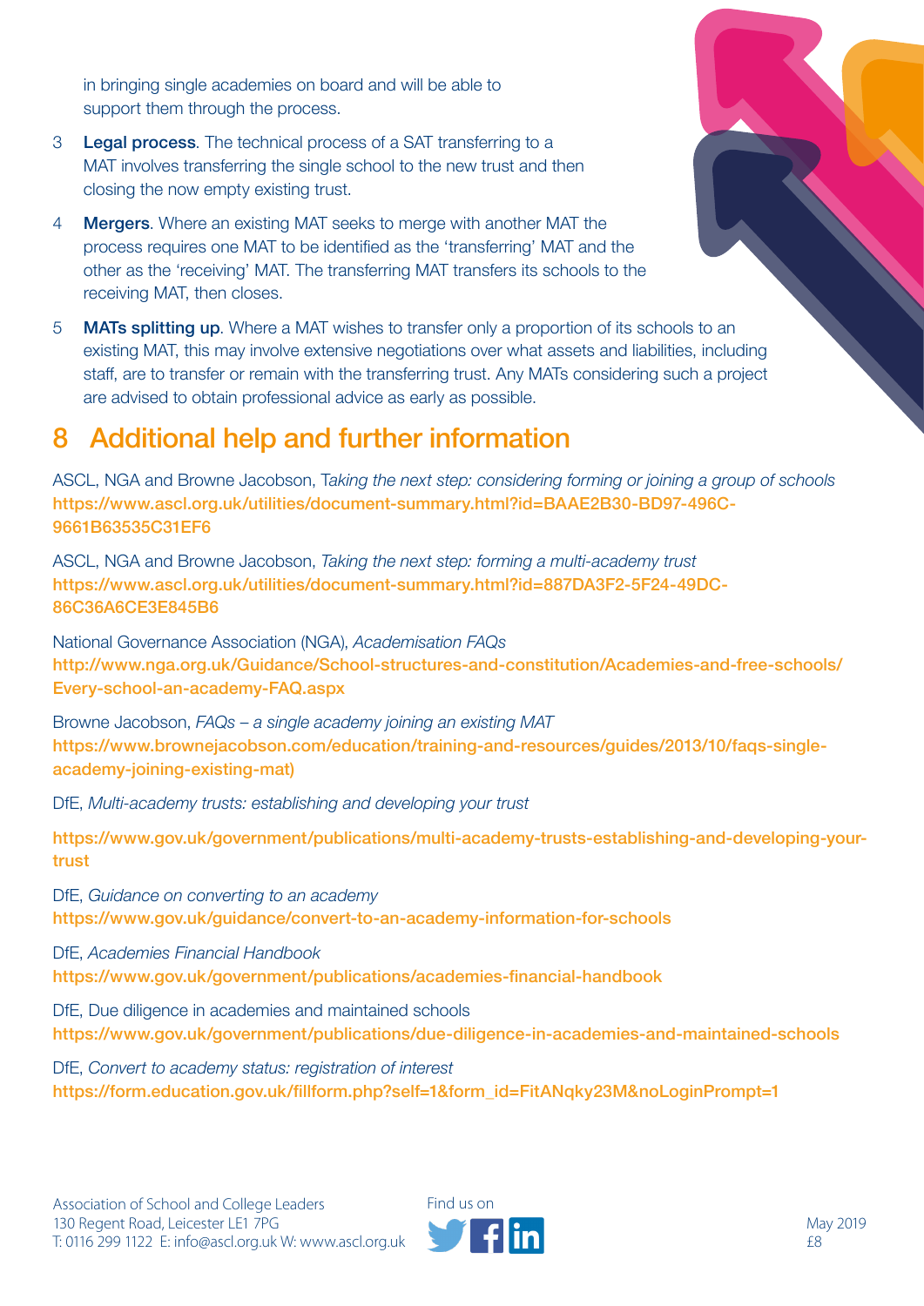in bringing single academies on board and will be able to support them through the process.

3. **Legal process**. The technical process of a SAT transferring to a MAT involves transferring the single school to the new trust and then closing the now empty existing trust.
4. **Mergers**. Where an existing MAT seeks to merge with another MAT the process requires one MAT to be identified as the 'transferring' MAT and the other as the 'receiving' MAT. The transferring MAT transfers its schools to the receiving MAT, then closes.
5. **MATs splitting up**. Where a MAT wishes to transfer only a proportion of its schools to an existing MAT, this may involve extensive negotiations over what assets and liabilities, including staff, are to transfer or remain with the transferring trust. Any MATs considering such a project are advised to obtain professional advice as early as possible.

## 8 Additional help and further information

ASCL, NGA and Browne Jacobson, T*aking the next step: considering forming or joining a group of schools*
**https://www.ascl.org.uk/utilities/document-summary.html?id=BAAE2B30-BD97-496C-9661B63535C31EF6**

ASCL, NGA and Browne Jacobson, *Taking the next step: forming a multi-academy trust*
**https://www.ascl.org.uk/utilities/document-summary.html?id=887DA3F2-5F24-49DC-86C36A6CE3E845B6**

National Governance Association (NGA), *Academisation FAQs*
**http://www.nga.org.uk/Guidance/School-structures-and-constitution/Academies-and-free-schools/Every-school-an-academy-FAQ.aspx**

Browne Jacobson, *FAQs – a single academy joining an existing MAT*
**https://www.brownejacobson.com/education/training-and-resources/guides/2013/10/faqs-single-academy-joining-existing-mat)**

DfE, *Multi-academy trusts: establishing and developing your trust*

**https://www.gov.uk/government/publications/multi-academy-trusts-establishing-and-developing-your-trust**

DfE, *Guidance on converting to an academy*
**https://www.gov.uk/guidance/convert-to-an-academy-information-for-schools**

DfE, *Academies Financial Handbook*
**https://www.gov.uk/government/publications/academies-financial-handbook**

DfE, Due diligence in academies and maintained schools
**https://www.gov.uk/government/publications/due-diligence-in-academies-and-maintained-schools**

DfE, *Convert to academy status: registration of interest*
**https://form.education.gov.uk/fillform.php?self=1&form_id=FitANqky23M&noLoginPrompt=1**

Association of School and College Leaders
130 Regent Road, Leicester LE1 7PG
T: 0116 299 1122 E: info@ascl.org.uk W: www.ascl.org.uk

Find us on

May 2019
£8